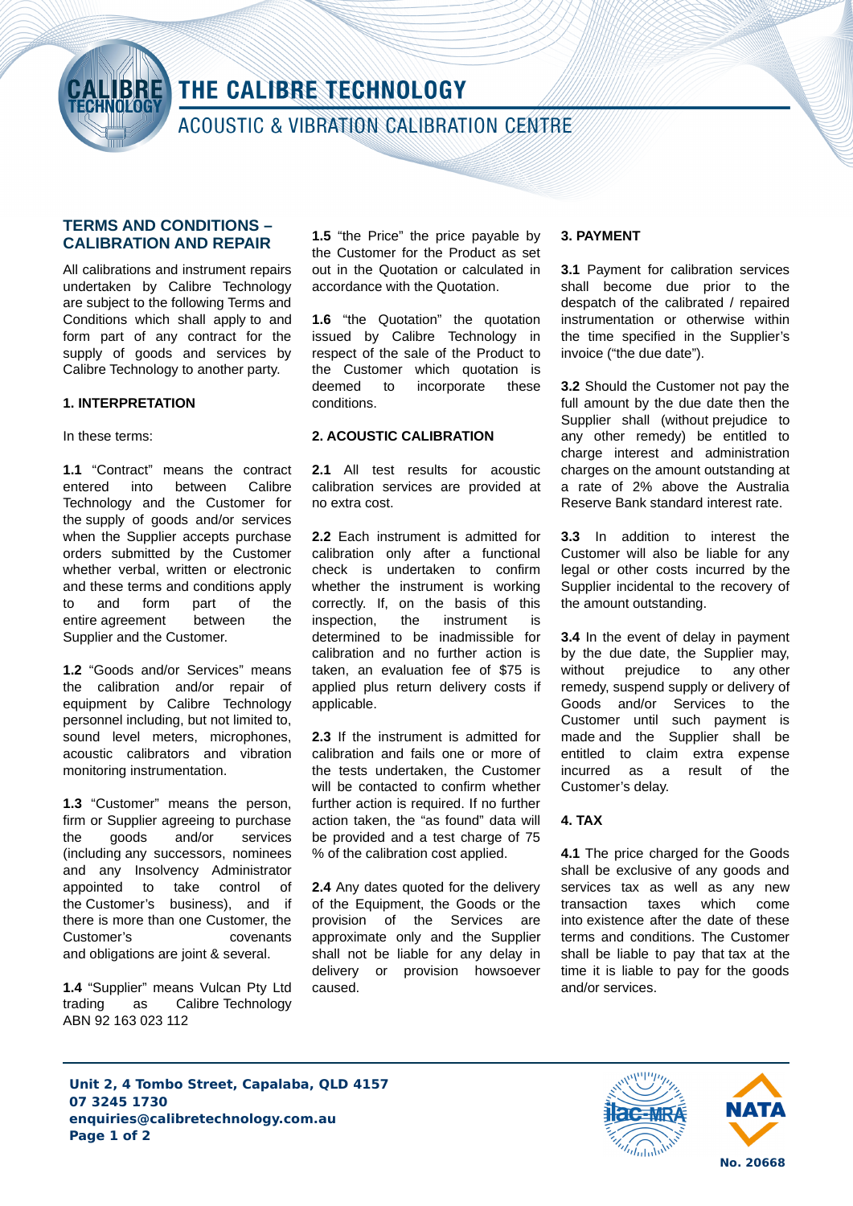# THE CALIBRE TECHNOLOGY

ACOUSTIC & VIBRATION CALIBRATION CENTRE

## TERMS AND CONDITIONS – CALIBRATION AND REPAIR

All calibrations and instrument repairs undertaken by Calibre Technology are subject to the following Terms and Conditions which shall apply to and form part of any contract for the supply of goods and services by Calibre Technology to another party.

### 1. INTERPRETATION

In these terms:

**1.1** "Contract" means the contract entered into between Calibre Technology and the Customer for the supply of goods and/or services when the Supplier accepts purchase orders submitted by the Customer whether verbal, written or electronic and these terms and conditions apply to and form part of the entire agreement between the Supplier and the Customer.

**1.2** "Goods and/or Services" means the calibration and/or repair of equipment by Calibre Technology personnel including, but not limited to, sound level meters, microphones, acoustic calibrators and vibration monitoring instrumentation.

**1.3** "Customer" means the person, firm or Supplier agreeing to purchase the goods and/or services (including any successors, nominees and any Insolvency Administrator appointed to take control of the Customer's business), and if there is more than one Customer, the Customer's covenants and obligations are joint & several.

**1.4** "Supplier" means Vulcan Pty Ltd trading as Calibre Technology ABN 92 163 023 112

**1.5** "the Price" the price payable by the Customer for the Product as set out in the Quotation or calculated in accordance with the Quotation.

**1.6** "the Quotation" the quotation issued by Calibre Technology in respect of the sale of the Product to the Customer which quotation is deemed to incorporate these conditions.

### 2. ACOUSTIC CALIBRATION

**2.1** All test results for acoustic calibration services are provided at no extra cost.

**2.2** Each instrument is admitted for calibration only after a functional check is undertaken to confirm whether the instrument is working correctly. If, on the basis of this inspection, the instrument is determined to be inadmissible for calibration and no further action is taken, an evaluation fee of $75 is applied plus return delivery costs if applicable.

**2.3** If the instrument is admitted for calibration and fails one or more of the tests undertaken, the Customer will be contacted to confirm whether further action is required. If no further action taken, the "as found" data will be provided and a test charge of 75 % of the calibration cost applied.

**2.4** Any dates quoted for the delivery of the Equipment, the Goods or the provision of the Services are approximate only and the Supplier shall not be liable for any delay in delivery or provision howsoever caused.

### 3. PAYMENT

**3.1** Payment for calibration services shall become due prior to the despatch of the calibrated / repaired instrumentation or otherwise within the time specified in the Supplier's invoice ("the due date").

**3.2** Should the Customer not pay the full amount by the due date then the Supplier shall (without prejudice to any other remedy) be entitled to charge interest and administration charges on the amount outstanding at a rate of 2% above the Australia Reserve Bank standard interest rate.

**3.3** In addition to interest the Customer will also be liable for any legal or other costs incurred by the Supplier incidental to the recovery of the amount outstanding.

**3.4** In the event of delay in payment by the due date, the Supplier may, without prejudice to any other remedy, suspend supply or delivery of Goods and/or Services to the Customer until such payment is made and the Supplier shall be entitled to claim extra expense incurred as a result of the Customer's delay.

### 4. TAX

**4.1** The price charged for the Goods shall be exclusive of any goods and services tax as well as any new transaction taxes which come into existence after the date of these terms and conditions. The Customer shall be liable to pay that tax at the time it is liable to pay for the goods and/or services.

**Unit 2, 4 Tombo Street, Capalaba, QLD 4157**
**07 3245 1730**
**enquiries@calibretechnology.com.au**

NATA No. 20668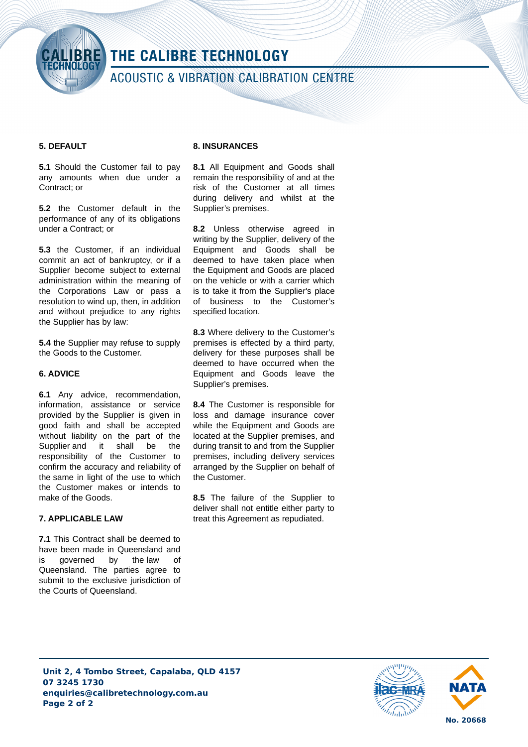## 5. DEFAULT

**5.1** Should the Customer fail to pay any amounts when due under a Contract; or

**5.2** the Customer default in the performance of any of its obligations under a Contract; or

**5.3** the Customer, if an individual commit an act of bankruptcy, or if a Supplier become subject to external administration within the meaning of the Corporations Law or pass a resolution to wind up, then, in addition and without prejudice to any rights the Supplier has by law:

**5.4** the Supplier may refuse to supply the Goods to the Customer.

## 6. ADVICE

**6.1** Any advice, recommendation, information, assistance or service provided by the Supplier is given in good faith and shall be accepted without liability on the part of the Supplier and it shall be the responsibility of the Customer to confirm the accuracy and reliability of the same in light of the use to which the Customer makes or intends to make of the Goods.

## 7. APPLICABLE LAW

**7.1** This Contract shall be deemed to have been made in Queensland and is governed by the law of Queensland. The parties agree to submit to the exclusive jurisdiction of the Courts of Queensland.

## 8. INSURANCES

**8.1** All Equipment and Goods shall remain the responsibility of and at the risk of the Customer at all times during delivery and whilst at the Supplier's premises.

**8.2** Unless otherwise agreed in writing by the Supplier, delivery of the Equipment and Goods shall be deemed to have taken place when the Equipment and Goods are placed on the vehicle or with a carrier which is to take it from the Supplier's place of business to the Customer's specified location.

**8.3** Where delivery to the Customer's premises is effected by a third party, delivery for these purposes shall be deemed to have occurred when the Equipment and Goods leave the Supplier's premises.

**8.4** The Customer is responsible for loss and damage insurance cover while the Equipment and Goods are located at the Supplier premises, and during transit to and from the Supplier premises, including delivery services arranged by the Supplier on behalf of the Customer.

**8.5** The failure of the Supplier to deliver shall not entitle either party to treat this Agreement as repudiated.